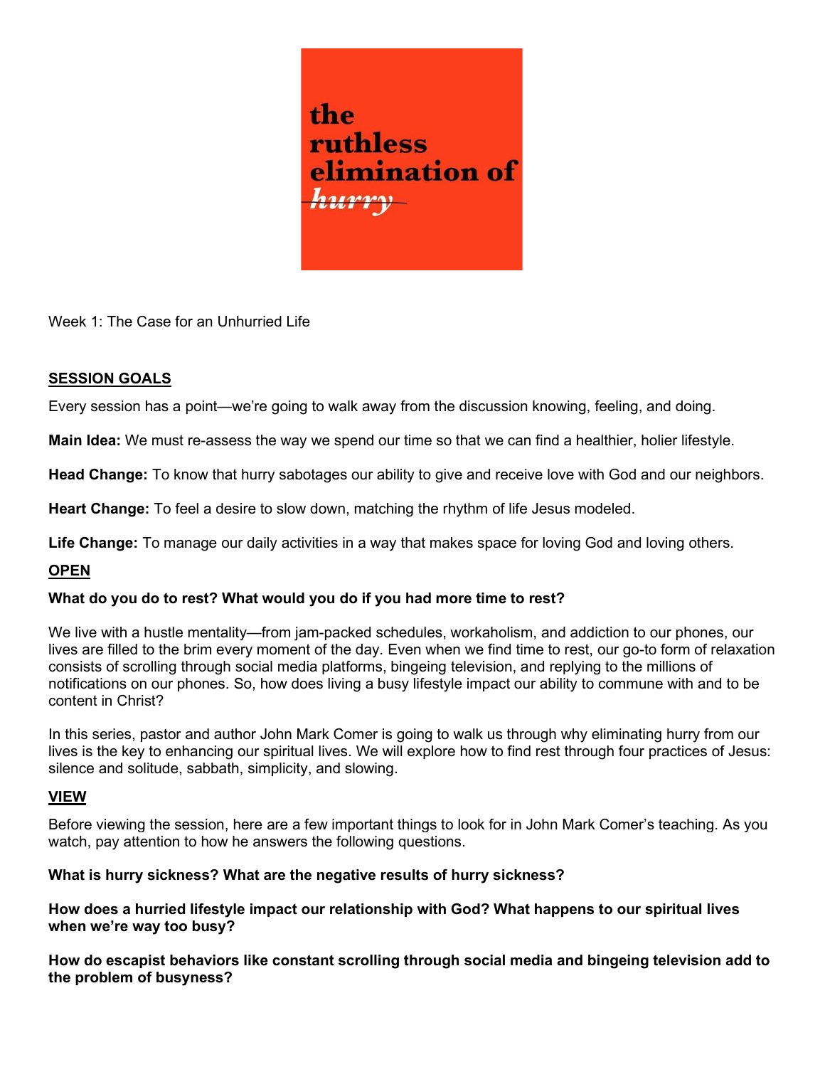# the ruthless elimination of ~~*hurry*~~

Week 1: The Case for an Unhurried Life

## SESSION GOALS

Every session has a point—we're going to walk away from the discussion knowing, feeling, and doing.

**Main Idea:** We must re-assess the way we spend our time so that we can find a healthier, holier lifestyle.

**Head Change:** To know that hurry sabotages our ability to give and receive love with God and our neighbors.

**Heart Change:** To feel a desire to slow down, matching the rhythm of life Jesus modeled.

**Life Change:** To manage our daily activities in a way that makes space for loving God and loving others.

## OPEN

**What do you do to rest? What would you do if you had more time to rest?**

We live with a hustle mentality—from jam-packed schedules, workaholism, and addiction to our phones, our lives are filled to the brim every moment of the day. Even when we find time to rest, our go-to form of relaxation consists of scrolling through social media platforms, bingeing television, and replying to the millions of notifications on our phones. So, how does living a busy lifestyle impact our ability to commune with and to be content in Christ?

In this series, pastor and author John Mark Comer is going to walk us through why eliminating hurry from our lives is the key to enhancing our spiritual lives. We will explore how to find rest through four practices of Jesus: silence and solitude, sabbath, simplicity, and slowing.

## VIEW

Before viewing the session, here are a few important things to look for in John Mark Comer's teaching. As you watch, pay attention to how he answers the following questions.

**What is hurry sickness? What are the negative results of hurry sickness?**

**How does a hurried lifestyle impact our relationship with God? What happens to our spiritual lives when we're way too busy?**

**How do escapist behaviors like constant scrolling through social media and bingeing television add to the problem of busyness?**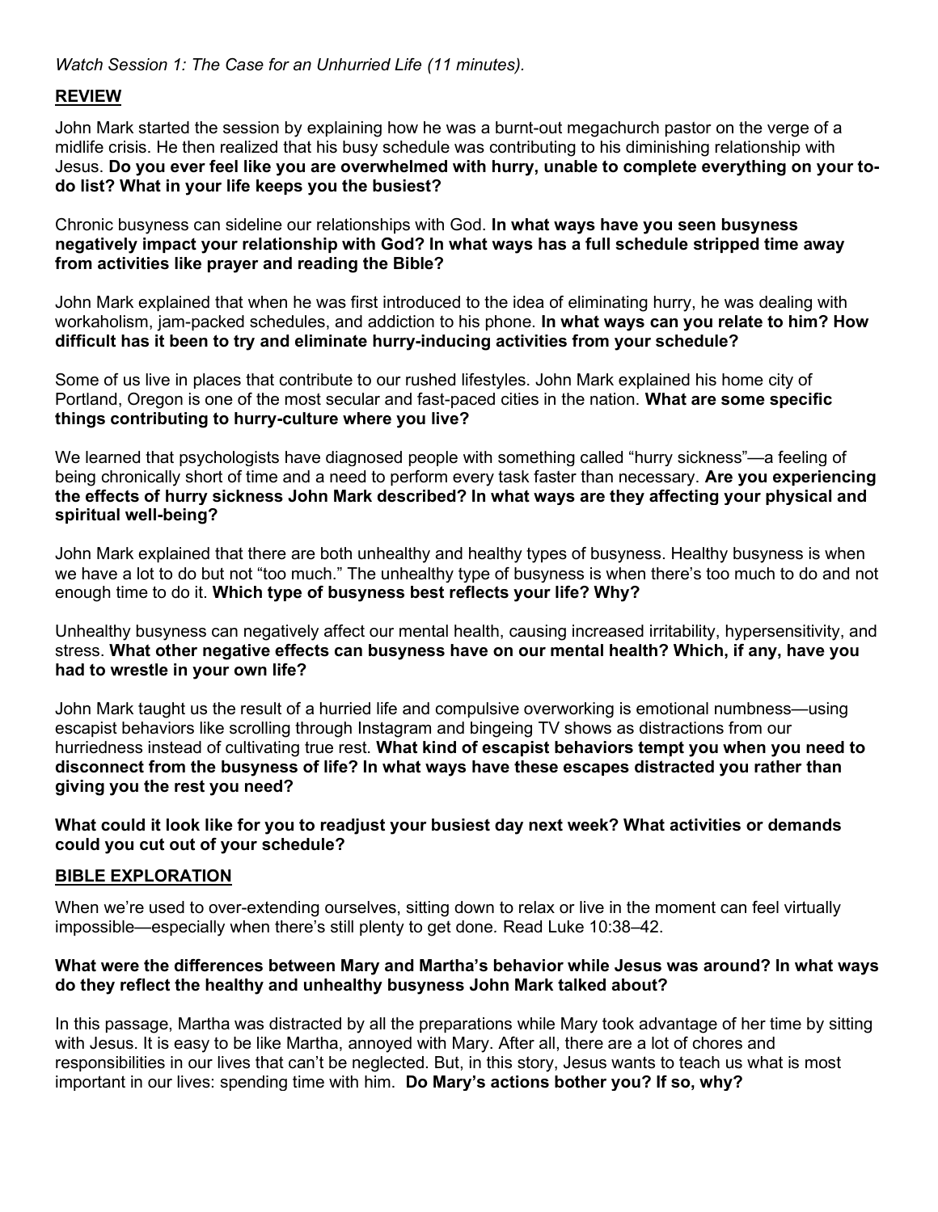*Watch Session 1: The Case for an Unhurried Life (11 minutes).*

## REVIEW

John Mark started the session by explaining how he was a burnt-out megachurch pastor on the verge of a midlife crisis. He then realized that his busy schedule was contributing to his diminishing relationship with Jesus. **Do you ever feel like you are overwhelmed with hurry, unable to complete everything on your to-do list? What in your life keeps you the busiest?**

Chronic busyness can sideline our relationships with God. **In what ways have you seen busyness negatively impact your relationship with God? In what ways has a full schedule stripped time away from activities like prayer and reading the Bible?**

John Mark explained that when he was first introduced to the idea of eliminating hurry, he was dealing with workaholism, jam-packed schedules, and addiction to his phone. **In what ways can you relate to him? How difficult has it been to try and eliminate hurry-inducing activities from your schedule?**

Some of us live in places that contribute to our rushed lifestyles. John Mark explained his home city of Portland, Oregon is one of the most secular and fast-paced cities in the nation. **What are some specific things contributing to hurry-culture where you live?**

We learned that psychologists have diagnosed people with something called "hurry sickness"—a feeling of being chronically short of time and a need to perform every task faster than necessary. **Are you experiencing the effects of hurry sickness John Mark described? In what ways are they affecting your physical and spiritual well-being?**

John Mark explained that there are both unhealthy and healthy types of busyness. Healthy busyness is when we have a lot to do but not "too much." The unhealthy type of busyness is when there's too much to do and not enough time to do it. **Which type of busyness best reflects your life? Why?**

Unhealthy busyness can negatively affect our mental health, causing increased irritability, hypersensitivity, and stress. **What other negative effects can busyness have on our mental health? Which, if any, have you had to wrestle in your own life?**

John Mark taught us the result of a hurried life and compulsive overworking is emotional numbness—using escapist behaviors like scrolling through Instagram and bingeing TV shows as distractions from our hurriedness instead of cultivating true rest. **What kind of escapist behaviors tempt you when you need to disconnect from the busyness of life? In what ways have these escapes distracted you rather than giving you the rest you need?**

**What could it look like for you to readjust your busiest day next week? What activities or demands could you cut out of your schedule?**

## BIBLE EXPLORATION

When we're used to over-extending ourselves, sitting down to relax or live in the moment can feel virtually impossible—especially when there's still plenty to get done. Read Luke 10:38–42.

**What were the differences between Mary and Martha's behavior while Jesus was around? In what ways do they reflect the healthy and unhealthy busyness John Mark talked about?**

In this passage, Martha was distracted by all the preparations while Mary took advantage of her time by sitting with Jesus. It is easy to be like Martha, annoyed with Mary. After all, there are a lot of chores and responsibilities in our lives that can't be neglected. But, in this story, Jesus wants to teach us what is most important in our lives: spending time with him. **Do Mary's actions bother you? If so, why?**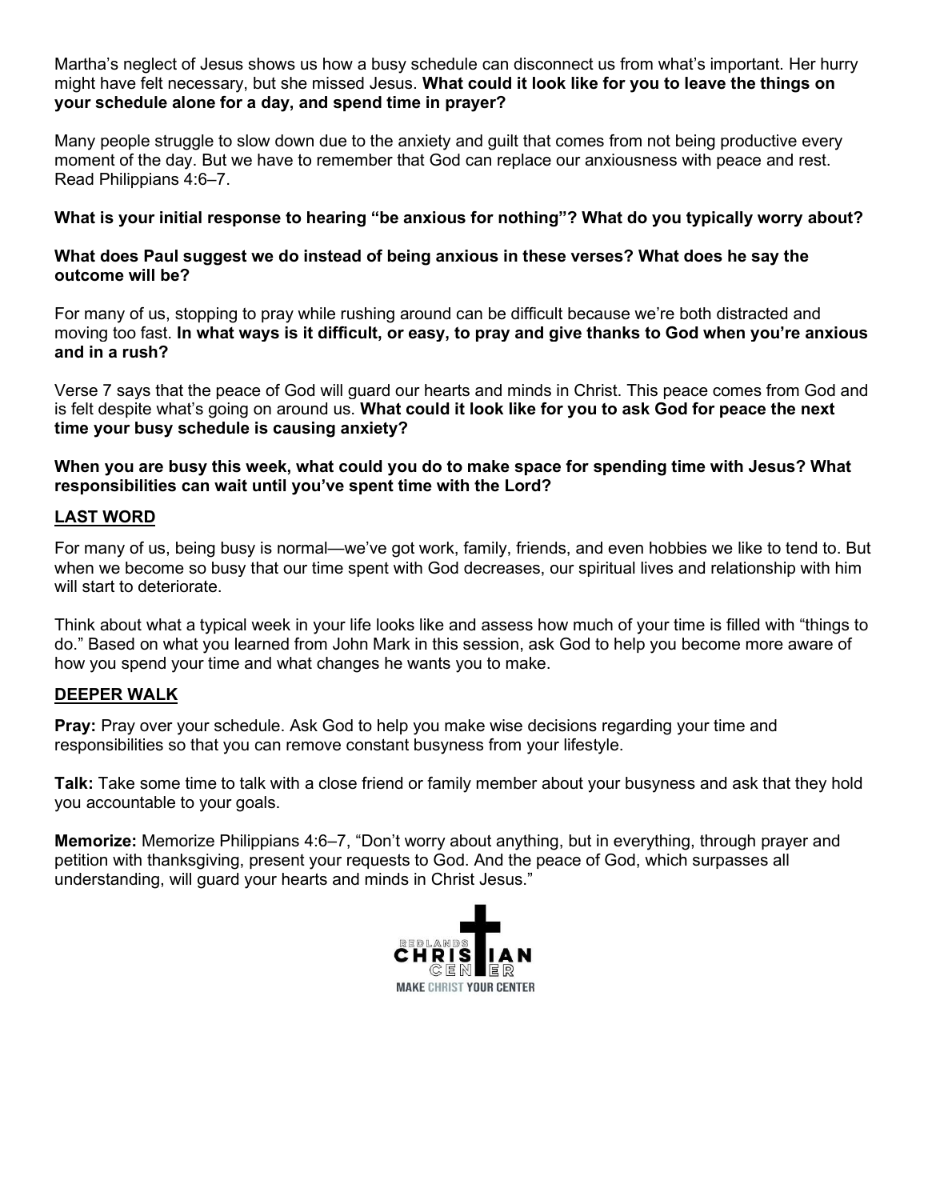Martha's neglect of Jesus shows us how a busy schedule can disconnect us from what's important. Her hurry might have felt necessary, but she missed Jesus. **What could it look like for you to leave the things on your schedule alone for a day, and spend time in prayer?**

Many people struggle to slow down due to the anxiety and guilt that comes from not being productive every moment of the day. But we have to remember that God can replace our anxiousness with peace and rest. Read Philippians 4:6–7.

**What is your initial response to hearing "be anxious for nothing"? What do you typically worry about?**

**What does Paul suggest we do instead of being anxious in these verses? What does he say the outcome will be?**

For many of us, stopping to pray while rushing around can be difficult because we're both distracted and moving too fast. **In what ways is it difficult, or easy, to pray and give thanks to God when you're anxious and in a rush?**

Verse 7 says that the peace of God will guard our hearts and minds in Christ. This peace comes from God and is felt despite what's going on around us. **What could it look like for you to ask God for peace the next time your busy schedule is causing anxiety?**

**When you are busy this week, what could you do to make space for spending time with Jesus? What responsibilities can wait until you've spent time with the Lord?**

## LAST WORD

For many of us, being busy is normal—we've got work, family, friends, and even hobbies we like to tend to. But when we become so busy that our time spent with God decreases, our spiritual lives and relationship with him will start to deteriorate.

Think about what a typical week in your life looks like and assess how much of your time is filled with "things to do." Based on what you learned from John Mark in this session, ask God to help you become more aware of how you spend your time and what changes he wants you to make.

## DEEPER WALK

**Pray:** Pray over your schedule. Ask God to help you make wise decisions regarding your time and responsibilities so that you can remove constant busyness from your lifestyle.

**Talk:** Take some time to talk with a close friend or family member about your busyness and ask that they hold you accountable to your goals.

**Memorize:** Memorize Philippians 4:6–7, "Don't worry about anything, but in everything, through prayer and petition with thanksgiving, present your requests to God. And the peace of God, which surpasses all understanding, will guard your hearts and minds in Christ Jesus."

REDLANDS CHRISTIAN CENTER

MAKE CHRIST YOUR CENTER